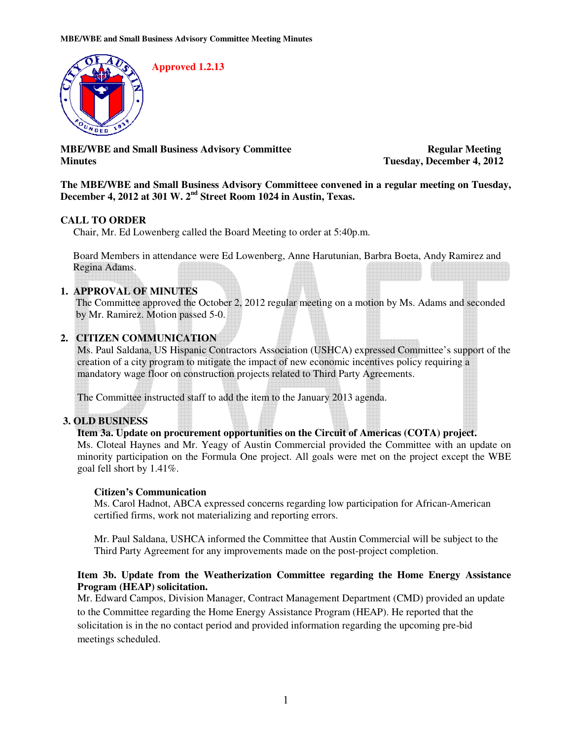Approved 1.2.13

**MBE/WBE and Small Business Advisory Committee Minutes**

**Regular Meeting**
**Tuesday, December 4, 2012**

**The MBE/WBE and Small Business Advisory Committeee convened in a regular meeting on Tuesday, December 4, 2012 at 301 W. 2nd Street Room 1024 in Austin, Texas.**

## CALL TO ORDER

Chair, Mr. Ed Lowenberg called the Board Meeting to order at 5:40p.m.

Board Members in attendance were Ed Lowenberg, Anne Harutunian, Barbra Boeta, Andy Ramirez and Regina Adams.

## 1. APPROVAL OF MINUTES

The Committee approved the October 2, 2012 regular meeting on a motion by Ms. Adams and seconded by Mr. Ramirez. Motion passed 5-0.

## 2. CITIZEN COMMUNICATION

Ms. Paul Saldana, US Hispanic Contractors Association (USHCA) expressed Committee's support of the creation of a city program to mitigate the impact of new economic incentives policy requiring a mandatory wage floor on construction projects related to Third Party Agreements.

The Committee instructed staff to add the item to the January 2013 agenda.

## 3. OLD BUSINESS

**Item 3a. Update on procurement opportunities on the Circuit of Americas (COTA) project.**

Ms. Cloteal Haynes and Mr. Yeagy of Austin Commercial provided the Committee with an update on minority participation on the Formula One project. All goals were met on the project except the WBE goal fell short by 1.41%.

**Citizen's Communication**

Ms. Carol Hadnot, ABCA expressed concerns regarding low participation for African-American certified firms, work not materializing and reporting errors.

Mr. Paul Saldana, USHCA informed the Committee that Austin Commercial will be subject to the Third Party Agreement for any improvements made on the post-project completion.

**Item 3b. Update from the Weatherization Committee regarding the Home Energy Assistance Program (HEAP) solicitation.**

Mr. Edward Campos, Division Manager, Contract Management Department (CMD) provided an update to the Committee regarding the Home Energy Assistance Program (HEAP). He reported that the solicitation is in the no contact period and provided information regarding the upcoming pre-bid meetings scheduled.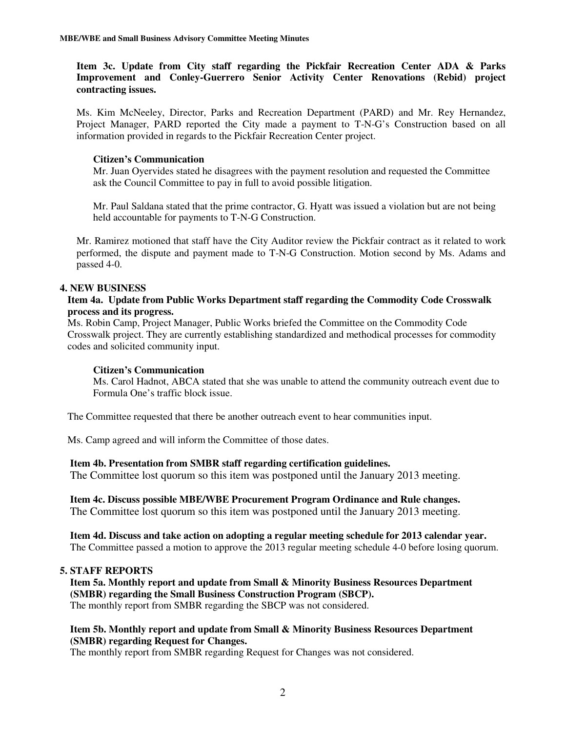**Item 3c. Update from City staff regarding the Pickfair Recreation Center ADA & Parks Improvement and Conley-Guerrero Senior Activity Center Renovations (Rebid) project contracting issues.**

Ms. Kim McNeeley, Director, Parks and Recreation Department (PARD) and Mr. Rey Hernandez, Project Manager, PARD reported the City made a payment to T-N-G's Construction based on all information provided in regards to the Pickfair Recreation Center project.

**Citizen's Communication**

Mr. Juan Oyervides stated he disagrees with the payment resolution and requested the Committee ask the Council Committee to pay in full to avoid possible litigation.

Mr. Paul Saldana stated that the prime contractor, G. Hyatt was issued a violation but are not being held accountable for payments to T-N-G Construction.

Mr. Ramirez motioned that staff have the City Auditor review the Pickfair contract as it related to work performed, the dispute and payment made to T-N-G Construction. Motion second by Ms. Adams and passed 4-0.

## 4. NEW BUSINESS

**Item 4a. Update from Public Works Department staff regarding the Commodity Code Crosswalk process and its progress.**

Ms. Robin Camp, Project Manager, Public Works briefed the Committee on the Commodity Code Crosswalk project. They are currently establishing standardized and methodical processes for commodity codes and solicited community input.

**Citizen's Communication**

Ms. Carol Hadnot, ABCA stated that she was unable to attend the community outreach event due to Formula One's traffic block issue.

The Committee requested that there be another outreach event to hear communities input.

Ms. Camp agreed and will inform the Committee of those dates.

**Item 4b. Presentation from SMBR staff regarding certification guidelines.**

The Committee lost quorum so this item was postponed until the January 2013 meeting.

**Item 4c. Discuss possible MBE/WBE Procurement Program Ordinance and Rule changes.**

The Committee lost quorum so this item was postponed until the January 2013 meeting.

**Item 4d. Discuss and take action on adopting a regular meeting schedule for 2013 calendar year.**

The Committee passed a motion to approve the 2013 regular meeting schedule 4-0 before losing quorum.

## 5. STAFF REPORTS

**Item 5a. Monthly report and update from Small & Minority Business Resources Department (SMBR) regarding the Small Business Construction Program (SBCP).**

The monthly report from SMBR regarding the SBCP was not considered.

**Item 5b. Monthly report and update from Small & Minority Business Resources Department (SMBR) regarding Request for Changes.**

The monthly report from SMBR regarding Request for Changes was not considered.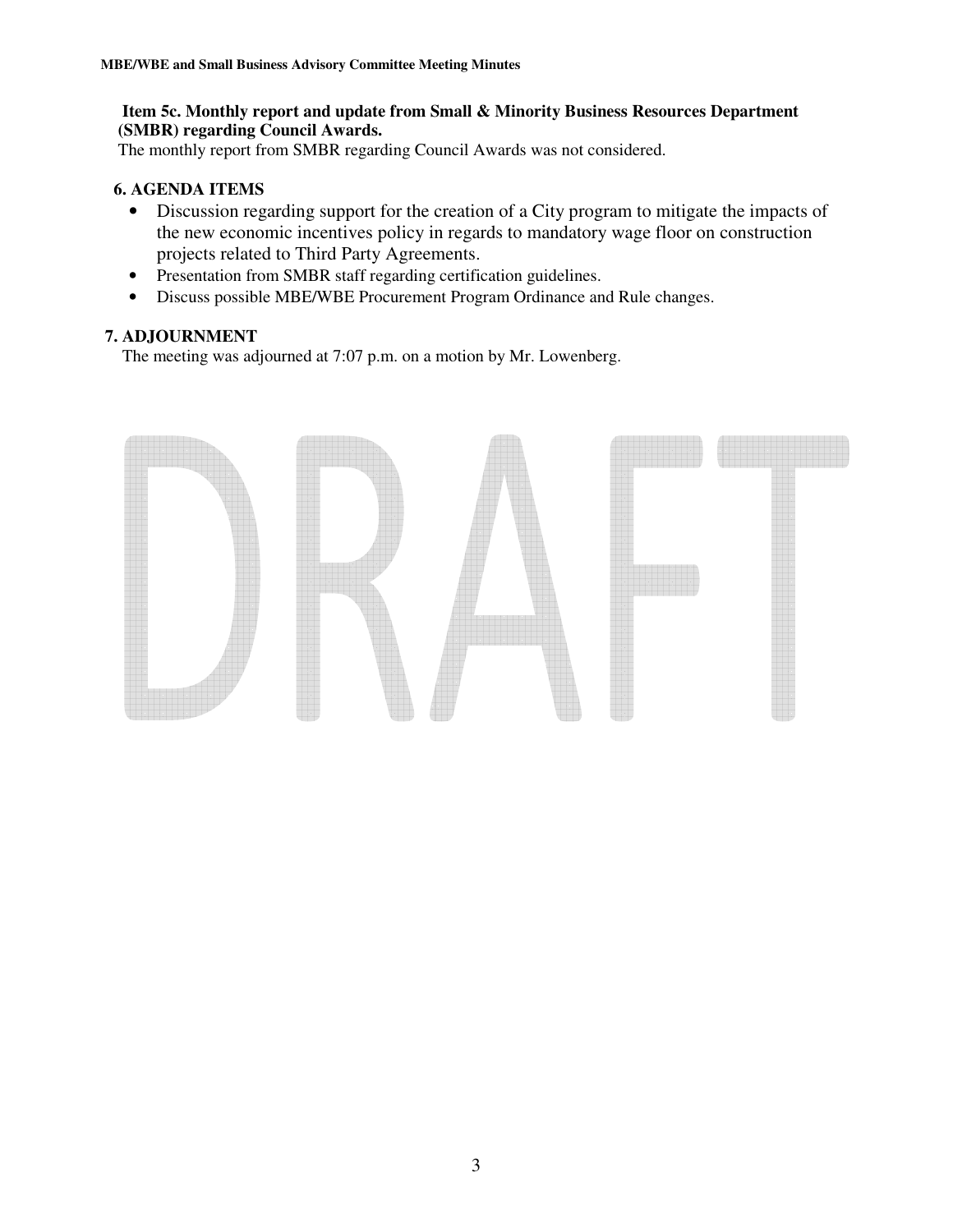**Item 5c. Monthly report and update from Small & Minority Business Resources Department (SMBR) regarding Council Awards.**

The monthly report from SMBR regarding Council Awards was not considered.

## 6. AGENDA ITEMS

- Discussion regarding support for the creation of a City program to mitigate the impacts of the new economic incentives policy in regards to mandatory wage floor on construction projects related to Third Party Agreements.
- Presentation from SMBR staff regarding certification guidelines.
- Discuss possible MBE/WBE Procurement Program Ordinance and Rule changes.

## 7. ADJOURNMENT

The meeting was adjourned at 7:07 p.m. on a motion by Mr. Lowenberg.

DRAFT